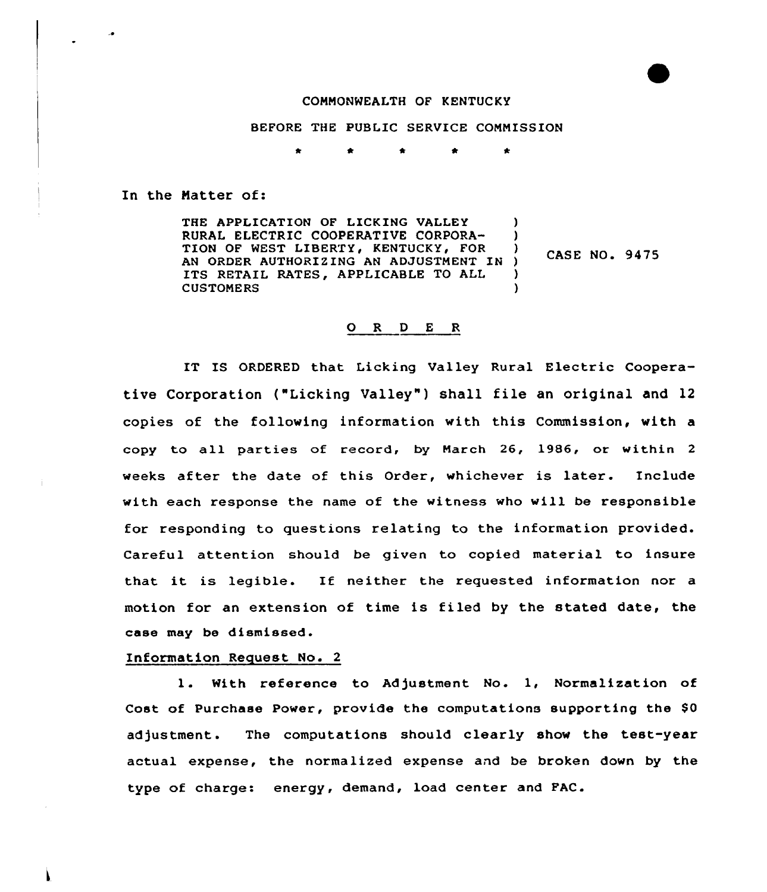COMMONWEALTH OF KENTUCKY

BEFORE THE PUBLIC SERVICE COMMISSION

\* \* \* \* \*

In the Matter of:

| | | |
|---|---|---|
| THE APPLICATION OF LICKING VALLEY RURAL ELECTRIC COOPERATIVE CORPORATION OF WEST LIBERTY, KENTUCKY, FOR AN ORDER AUTHORIZING AN ADJUSTMENT IN ITS RETAIL RATES, APPLICABLE TO ALL CUSTOMERS | ) ) ) ) ) ) | CASE NO. 9475 |

## O R D E R

IT IS ORDERED that Licking Valley Rural Electric Cooperative Corporation ("Licking Valley") shall file an original and 12 copies of the following information with this Commission, with a copy to all parties of record, by March 26, 1986, or within 2 weeks after the date of this Order, whichever is later. Include with each response the name of the witness who will be responsible for responding to questions relating to the information provided. Careful attention should be given to copied material to insure that it is legible. If neither the requested information nor a motion for an extension of time is filed by the stated date, the case may be dismissed.

Information Request No. 2

1. With reference to Adjustment No. 1, Normalization of Cost of Purchase Power, provide the computations supporting the $0 adjustment. The computations should clearly show the test-year actual expense, the normalized expense and be broken down by the type of charge: energy, demand, load center and FAC.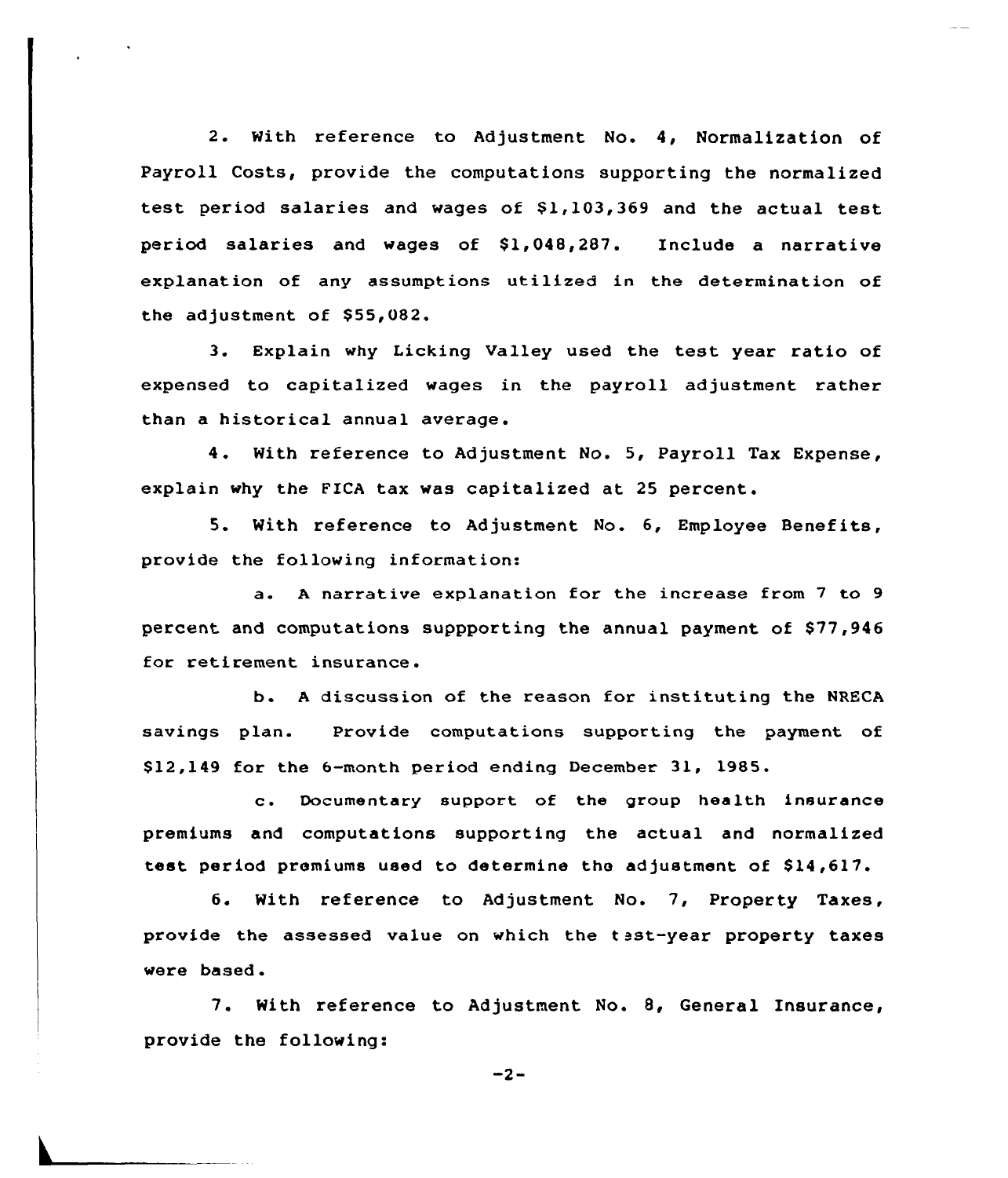2. With reference to Adjustment No. 4, Normalization of Payroll Costs, provide the computations supporting the normalized test period salaries and wages of $1,103,369 and the actual test period salaries and wages of $1,048,287. Include a narrative explanation of any assumptions utilized in the determination of the adjustment of $55,082.

3. Explain why Licking Valley used the test year ratio of expensed to capitalized wages in the payroll adjustment rather than a historical annual average.

4. With reference to Adjustment No. 5, Payroll Tax Expense, explain why the FICA tax was capitalized at 25 percent.

5. With reference to Adjustment No. 6, Employee Benefits, provide the following information:

a. A narrative explanation for the increase from 7 to 9 percent and computations suppporting the annual payment of $77,946 for retirement insurance.

b. A discussion of the reason for instituting the NRECA savings plan. Provide computations supporting the payment of $12,149 for the 6-month period ending December 31, 1985.

c. Documentary support of the group health insurance premiums and computations supporting the actual and normalized test period premiums used to determine the adjustment of $14,617.

6. With reference to Adjustment No. 7, Property Taxes, provide the assessed value on which the test-year property taxes were based.

7. With reference to Adjustment No. 8, General Insurance, provide the following: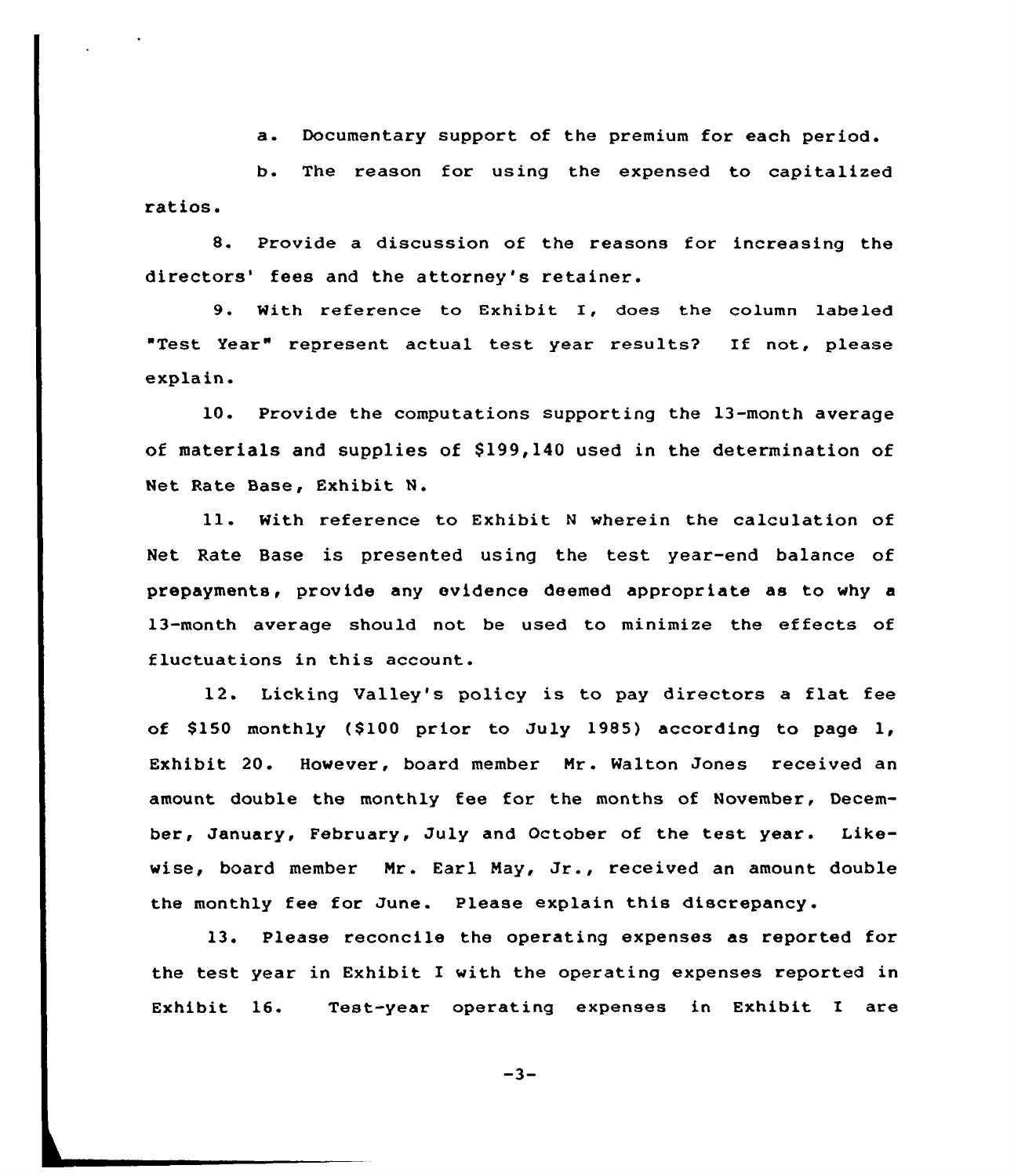a. Documentary support of the premium for each period.

b. The reason for using the expensed to capitalized ratios.

8. Provide a discussion of the reasons for increasing the directors' fees and the attorney's retainer.

9. With reference to Exhibit I, does the column labeled "Test Year" represent actual test year results? If not, please explain.

10. Provide the computations supporting the 13-month average of materials and supplies of $199,140 used in the determination of Net Rate Base, Exhibit N.

11. With reference to Exhibit N wherein the calculation of Net Rate Base is presented using the test year-end balance of prepayments, provide any evidence deemed appropriate as to why a 13-month average should not be used to minimize the effects of fluctuations in this account.

12. Licking Valley's policy is to pay directors a flat fee of $150 monthly ($100 prior to July 1985) according to page 1, Exhibit 20. However, board member Mr. Walton Jones received an amount double the monthly fee for the months of November, December, January, February, July and October of the test year. Likewise, board member Mr. Earl May, Jr., received an amount double the monthly fee for June. Please explain this discrepancy.

13. Please reconcile the operating expenses as reported for the test year in Exhibit I with the operating expenses reported in Exhibit 16. Test-year operating expenses in Exhibit I are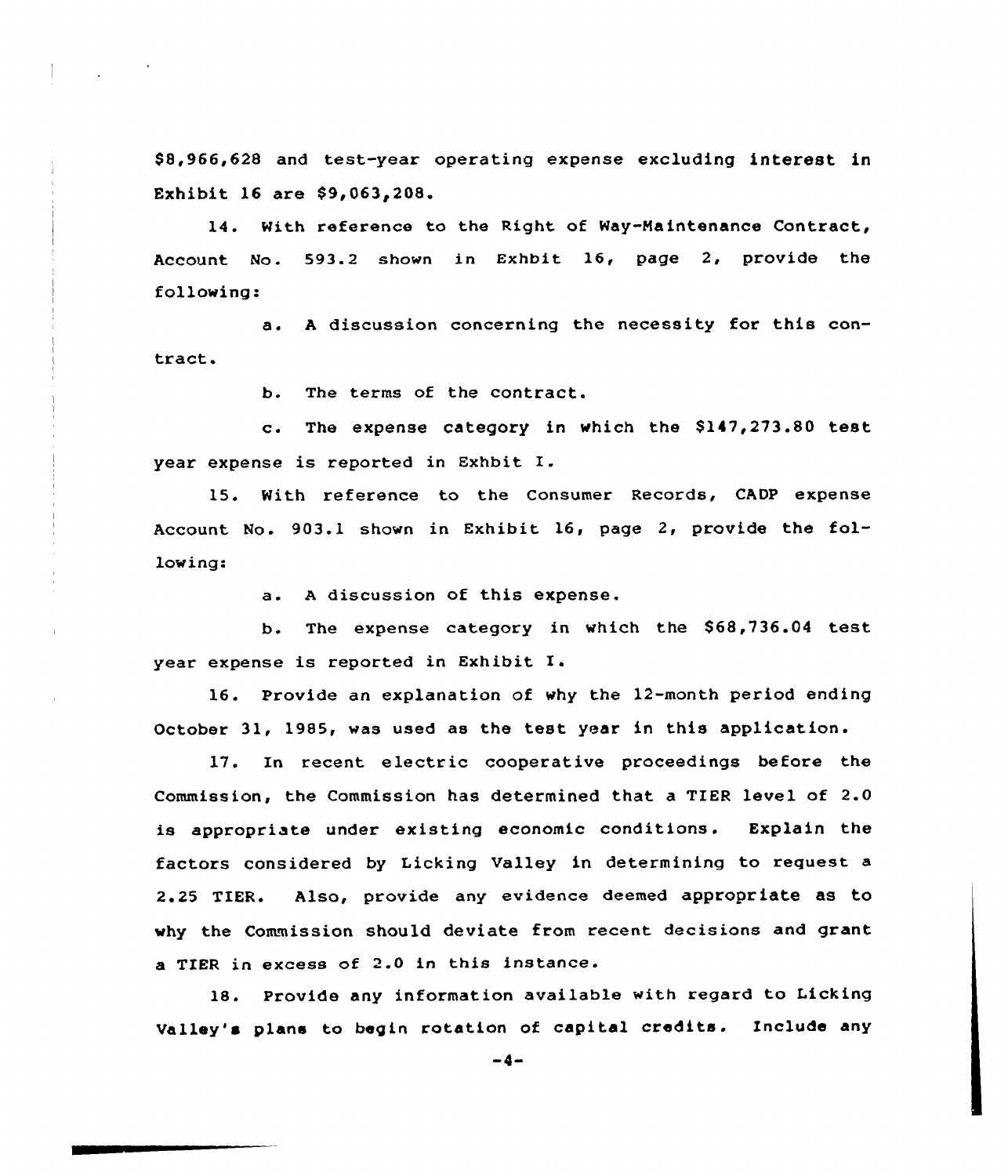$8,966,628 and test-year operating expense excluding interest in Exhibit 16 are $9,063,208.

14. With reference to the Right of Way-Maintenance Contract, Account No. 593.2 shown in Exhbit 16, page 2, provide the following:

a. A discussion concerning the necessity for this contract.

b. The terms of the contract.

c. The expense category in which the $147,273.80 test year expense is reported in Exhbit I.

15. With reference to the Consumer Records, CADP expense Account No. 903.1 shown in Exhibit 16, page 2, provide the following:

a. A discussion of this expense.

b. The expense category in which the $68,736.04 test year expense is reported in Exhibit I.

16. Provide an explanation of why the 12-month period ending October 31, 1985, was used as the test year in this application.

17. In recent electric cooperative proceedings before the Commission, the Commission has determined that a TIER level of 2.0 is appropriate under existing economic conditions. Explain the factors considered by Licking Valley in determining to request a 2.25 TIER. Also, provide any evidence deemed appropriate as to why the Commission should deviate from recent decisions and grant a TIER in excess of 2.0 in this instance.

18. Provide any information available with regard to Licking Valley's plans to begin rotation of capital credits. Include any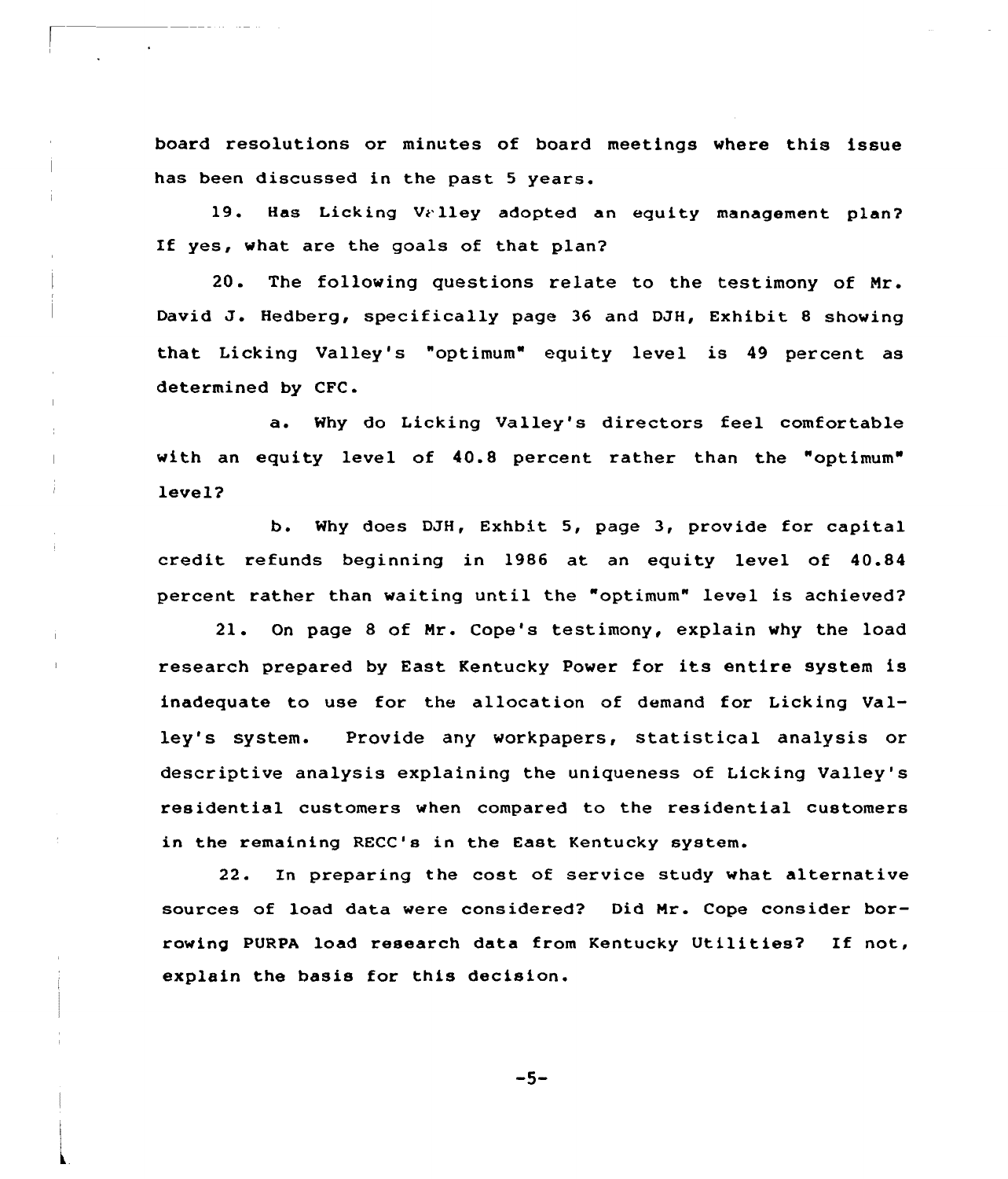board resolutions or minutes of board meetings where this issue has been discussed in the past 5 years.

19. Has Licking Valley adopted an equity management plan? If yes, what are the goals of that plan?

20. The following questions relate to the testimony of Mr. David J. Hedberg, specifically page 36 and DJH, Exhibit 8 showing that Licking Valley's "optimum" equity level is 49 percent as determined by CFC.

a. Why do Licking Valley's directors feel comfortable with an equity level of 40.8 percent rather than the "optimum" level?

b. Why does DJH, Exhbit 5, page 3, provide for capital credit refunds beginning in 1986 at an equity level of 40.84 percent rather than waiting until the "optimum" level is achieved?

21. On page 8 of Mr. Cope's testimony, explain why the load research prepared by East Kentucky Power for its entire system is inadequate to use for the allocation of demand for Licking Valley's system. Provide any workpapers, statistical analysis or descriptive analysis explaining the uniqueness of Licking Valley's residential customers when compared to the residential customers in the remaining RECC's in the East Kentucky system.

22. In preparing the cost of service study what alternative sources of load data were considered? Did Mr. Cope consider borrowing PURPA load research data from Kentucky Utilities? If not, explain the basis for this decision.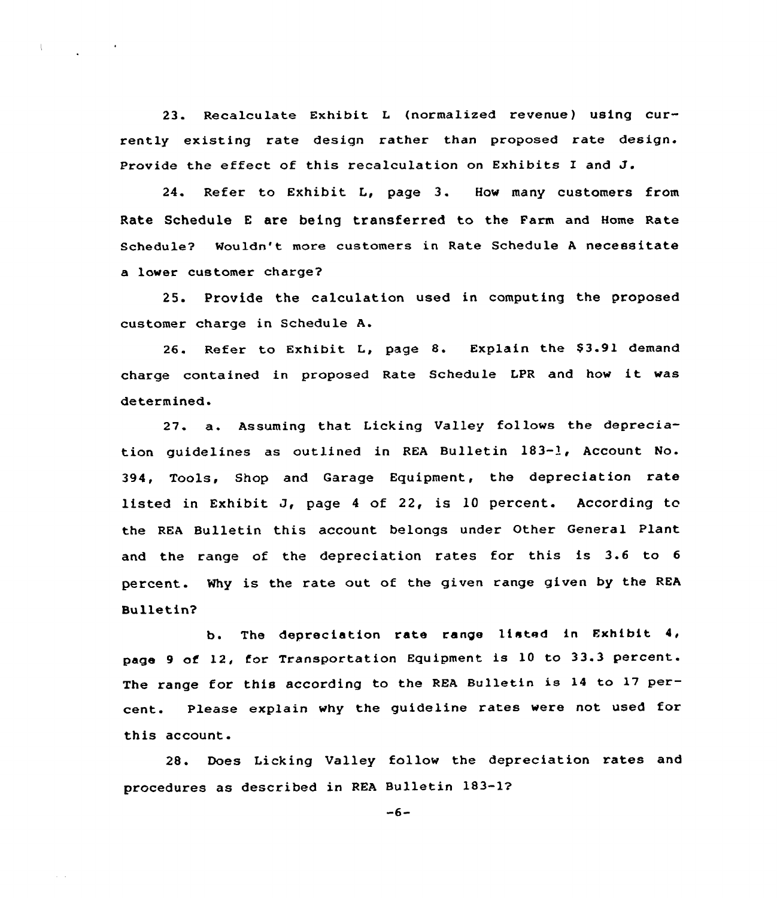23. Recalculate Exhibit L (normalized revenue) using currently existing rate design rather than proposed rate design. Provide the effect of this recalculation on Exhibits I and J.

24. Refer to Exhibit L, page 3. How many customers from Rate Schedule E are being transferred to the Farm and Home Rate Schedule? Wouldn't more customers in Rate Schedule A necessitate a lower customer charge?

25. Provide the calculation used in computing the proposed customer charge in Schedule A.

26. Refer to Exhibit L, page 8. Explain the $3.91 demand charge contained in proposed Rate Schedule LPR and how it was determined.

27. a. Assuming that Licking Valley follows the depreciation guidelines as outlined in REA Bulletin 183-1, Account No. 394, Tools, Shop and Garage Equipment, the depreciation rate listed in Exhibit J, page 4 of 22, is 10 percent. According to the REA Bulletin this account belongs under Other General Plant and the range of the depreciation rates for this is 3.6 to 6 percent. Why is the rate out of the given range given by the REA Bulletin?

b. The depreciation rate range listed in Exhibit 4, page 9 of 12, for Transportation Equipment is 10 to 33.3 percent. The range for this according to the REA Bulletin is 14 to 17 percent. Please explain why the guideline rates were not used for this account.

28. Does Licking Valley follow the depreciation rates and procedures as described in REA Bulletin 183-1?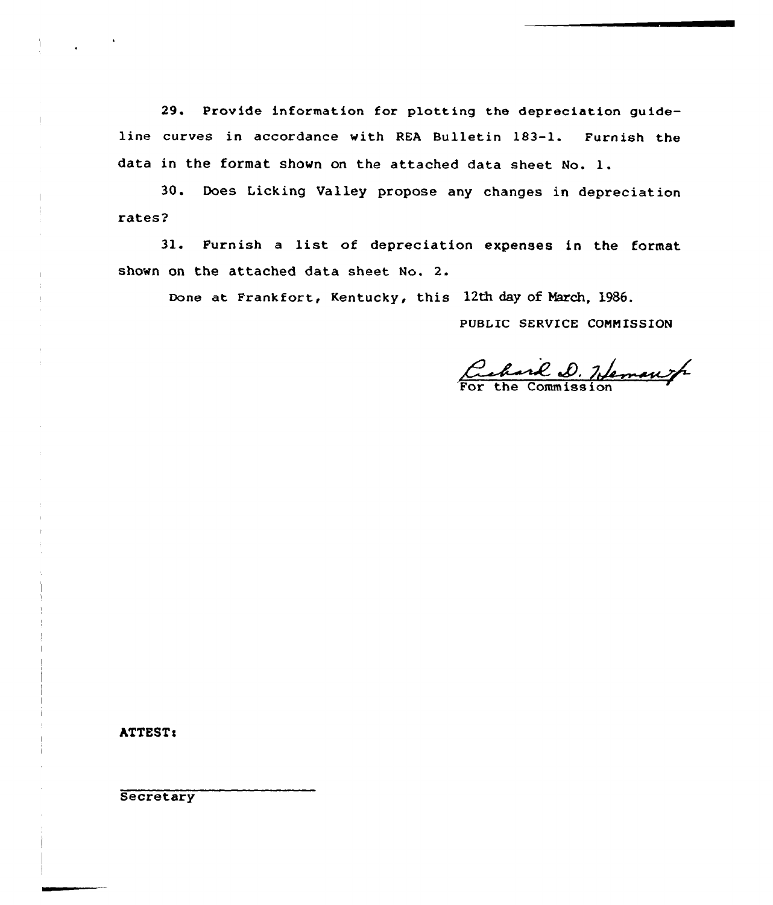29. Provide information for plotting the depreciation guideline curves in accordance with REA Bulletin 183-1. Furnish the data in the format shown on the attached data sheet No. 1.

30. Does Licking Valley propose any changes in depreciation rates?

31. Furnish a list of depreciation expenses in the format shown on the attached data sheet No. 2.

Done at Frankfort, Kentucky, this 12th day of March, 1986.

PUBLIC SERVICE COMMISSION

Richard D. Hemauer Jr.
For the Commission

ATTEST:

Secretary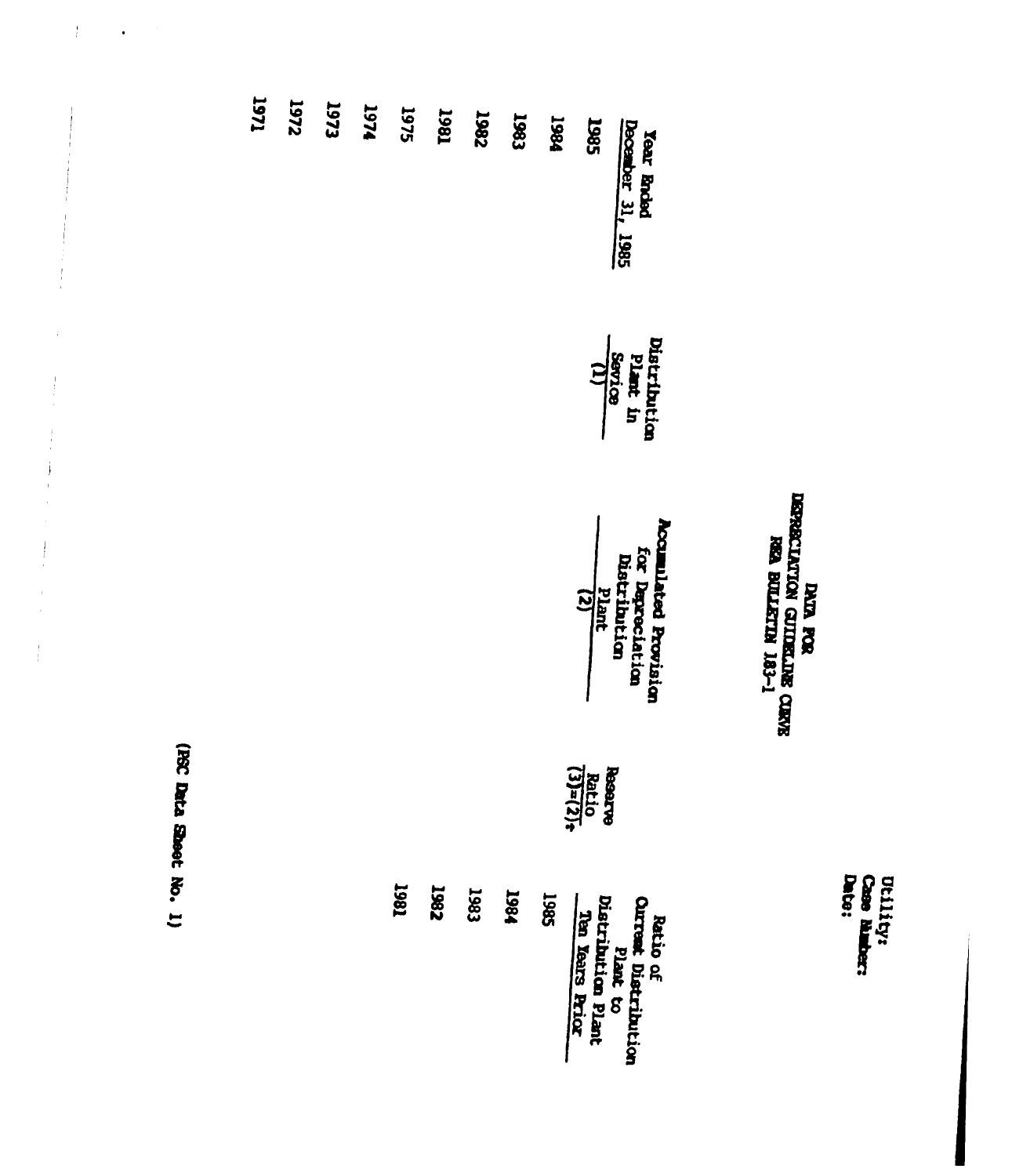Utility:
Case Number:
Date:

# DATA FOR
# DEPRECIATION GUIDELINE CURVE
# REA BULLETIN 183-1

| Year Ended December 31, 1985 | Distribution Plant in Sevice (1) | Accumulated Provision for Depreciation Distribution Plant (2) | Reserve Ratio (3)=(2)÷ | Ratio of Current Distribution Plant to Distribution Plant Ten Years Prior |
|---|---|---|---|---|
| 1985 | | | | 1985 |
| 1984 | | | | 1984 |
| 1983 | | | | 1983 |
| 1982 | | | | 1982 |
| 1981 | | | | 1981 |
| 1975 | | | | |
| 1974 | | | | |
| 1973 | | | | |
| 1972 | | | | |
| 1971 | | | | |

(PSC Data Sheet No. 1)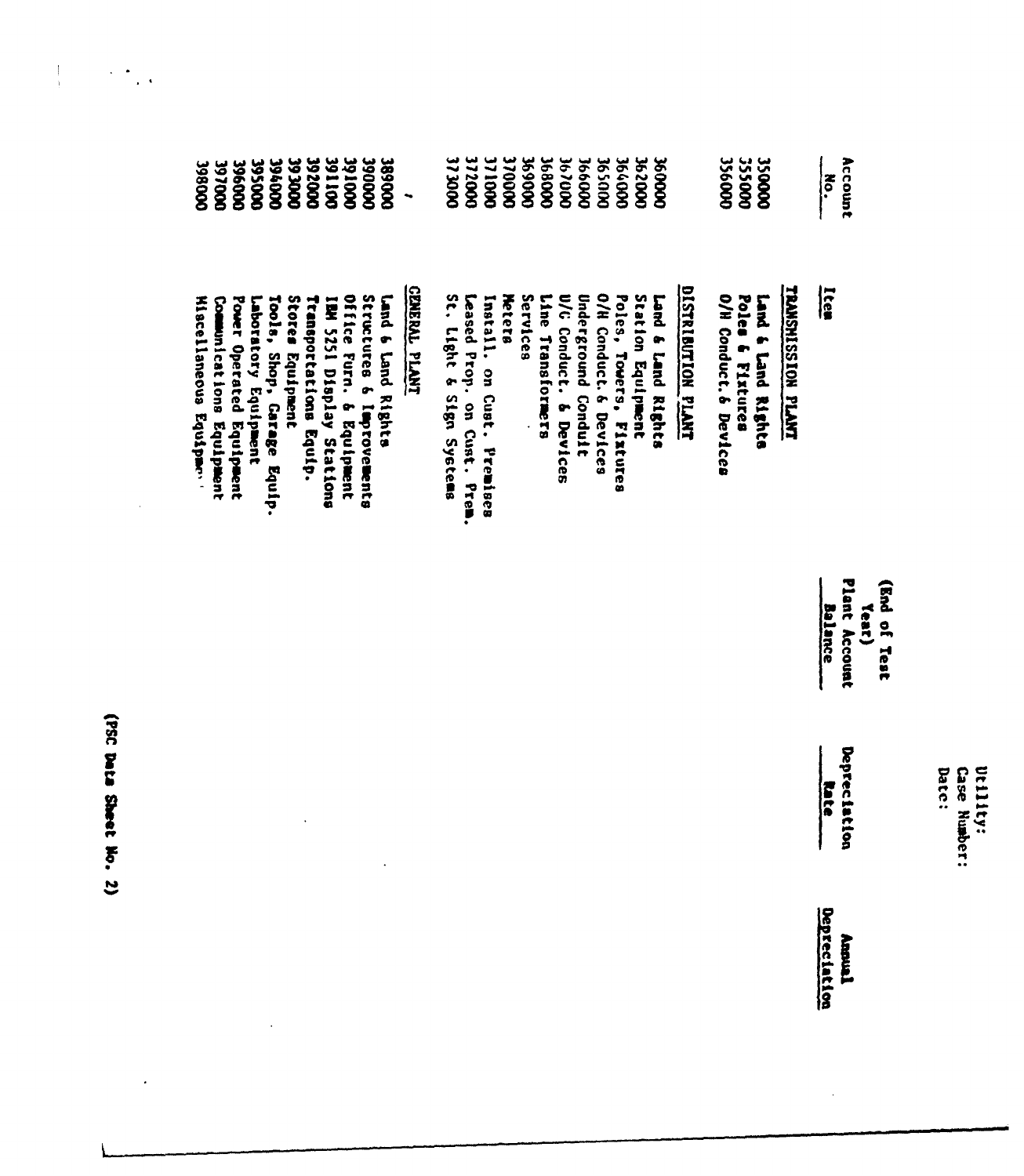Utility:
Case Number:
Date:

| Account No. | Item | (End of Test Year) Plant Account Balance | Depreciation Rate | Annual Depreciation |
|---|---|---|---|---|
| | **TRANSMISSION PLANT** | | | |
| 350000 | Land & Land Rights | | | |
| 355000 | Poles & Fixtures | | | |
| 356000 | O/H Conduct.& Devices | | | |
| | **DISTRIBUTION PLANT** | | | |
| 360000 | Land & Land Rights | | | |
| 362000 | Station Equipment | | | |
| 364000 | Poles, Towers, Fixtures | | | |
| 365000 | O/H Conduct.& Devices | | | |
| 366000 | Underground Conduit | | | |
| 367000 | U/G Conduct. & Devices | | | |
| 368000 | Line Transformers | | | |
| 369000 | Services | | | |
| 370000 | Meters | | | |
| 371000 | Install. on Cust. Premises | | | |
| 372000 | Leased Prop. on Cust. Prem. | | | |
| 373000 | St. Light & Sign Systems | | | |
| | **GENERAL PLANT** | | | |
| 389000 | Land & Land Rights | | | |
| 390000 | Structures & Improvements | | | |
| 391000 | Office Furn. & Equipment | | | |
| 391100 | IBM 5251 Display Stations | | | |
| 392000 | Transportations Equip. | | | |
| 393000 | Stores Equipment | | | |
| 394000 | Tools, Shop, Garage Equip. | | | |
| 395000 | Laboratory Equipment | | | |
| 396000 | Power Operated Equipment | | | |
| 397000 | Communications Equipment | | | |
| 398000 | Miscellaneous Equipment | | | |

(PSC Data Sheet No. 2)